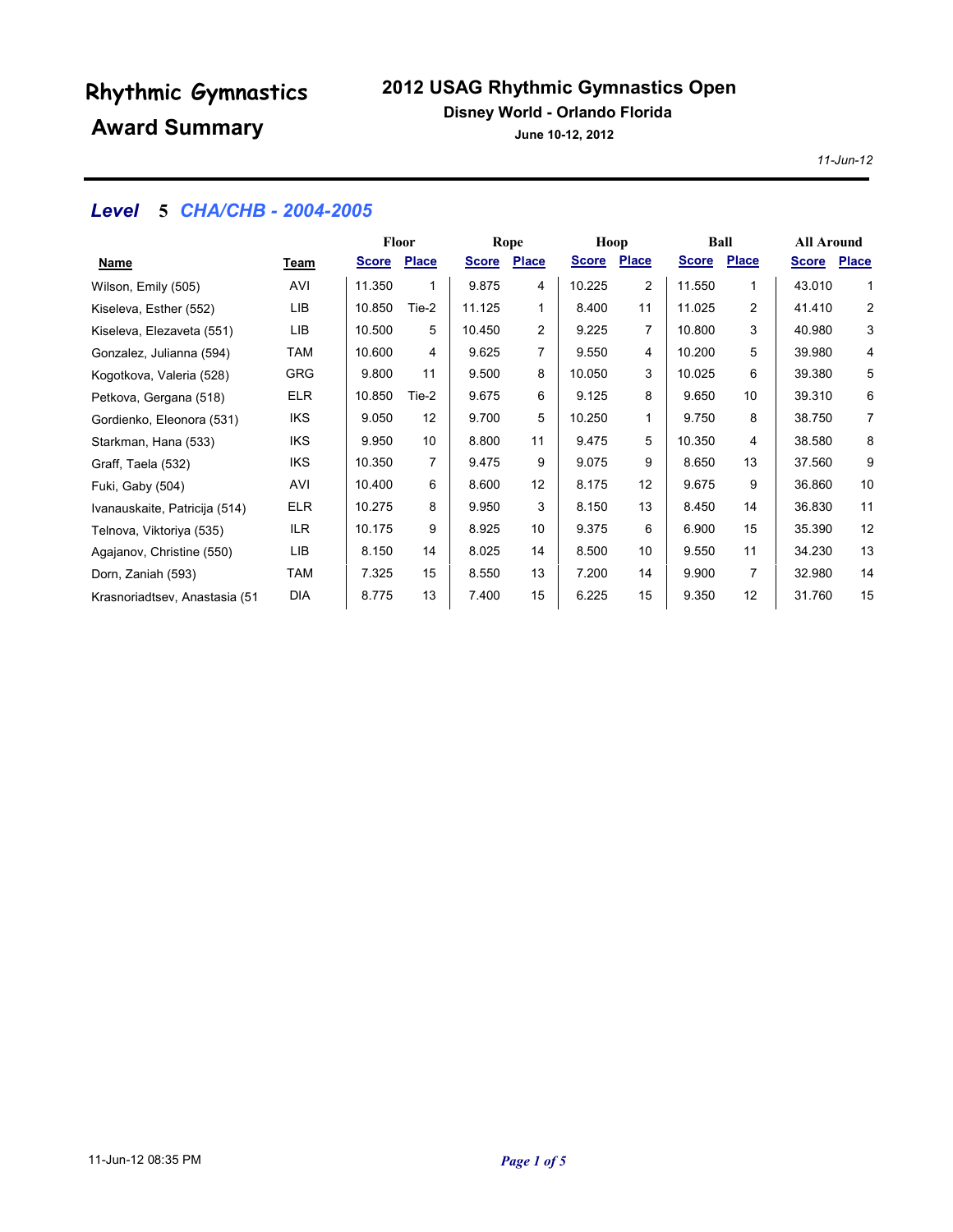# Rhythmic Gymnastics Award Summary

## 2012 USAG Rhythmic Gymnastics Open

**Disney World - Orlando Florida**

**June 10-12, 2012**

*11-Jun-12*

### *Level 5 CHA/CHB - 2004-2005*

| | | Floor | | Rope | | Hoop | | Ball | | All Around | |
|---|---|---|---|---|---|---|---|---|---|---|---|
| **Name** | **Team** | **Score** | **Place** | **Score** | **Place** | **Score** | **Place** | **Score** | **Place** | **Score** | **Place** |
| Wilson, Emily (505) | AVI | 11.350 | 1 | 9.875 | 4 | 10.225 | 2 | 11.550 | 1 | 43.010 | 1 |
| Kiseleva, Esther (552) | LIB | 10.850 | Tie-2 | 11.125 | 1 | 8.400 | 11 | 11.025 | 2 | 41.410 | 2 |
| Kiseleva, Elezaveta (551) | LIB | 10.500 | 5 | 10.450 | 2 | 9.225 | 7 | 10.800 | 3 | 40.980 | 3 |
| Gonzalez, Julianna (594) | TAM | 10.600 | 4 | 9.625 | 7 | 9.550 | 4 | 10.200 | 5 | 39.980 | 4 |
| Kogotkova, Valeria (528) | GRG | 9.800 | 11 | 9.500 | 8 | 10.050 | 3 | 10.025 | 6 | 39.380 | 5 |
| Petkova, Gergana (518) | ELR | 10.850 | Tie-2 | 9.675 | 6 | 9.125 | 8 | 9.650 | 10 | 39.310 | 6 |
| Gordienko, Eleonora (531) | IKS | 9.050 | 12 | 9.700 | 5 | 10.250 | 1 | 9.750 | 8 | 38.750 | 7 |
| Starkman, Hana (533) | IKS | 9.950 | 10 | 8.800 | 11 | 9.475 | 5 | 10.350 | 4 | 38.580 | 8 |
| Graff, Taela (532) | IKS | 10.350 | 7 | 9.475 | 9 | 9.075 | 9 | 8.650 | 13 | 37.560 | 9 |
| Fuki, Gaby (504) | AVI | 10.400 | 6 | 8.600 | 12 | 8.175 | 12 | 9.675 | 9 | 36.860 | 10 |
| Ivanauskaite, Patricija (514) | ELR | 10.275 | 8 | 9.950 | 3 | 8.150 | 13 | 8.450 | 14 | 36.830 | 11 |
| Telnova, Viktoriya (535) | ILR | 10.175 | 9 | 8.925 | 10 | 9.375 | 6 | 6.900 | 15 | 35.390 | 12 |
| Agajanov, Christine (550) | LIB | 8.150 | 14 | 8.025 | 14 | 8.500 | 10 | 9.550 | 11 | 34.230 | 13 |
| Dorn, Zaniah (593) | TAM | 7.325 | 15 | 8.550 | 13 | 7.200 | 14 | 9.900 | 7 | 32.980 | 14 |
| Krasnoriadtsev, Anastasia (51 | DIA | 8.775 | 13 | 7.400 | 15 | 6.225 | 15 | 9.350 | 12 | 31.760 | 15 |

11-Jun-12 08:35 PM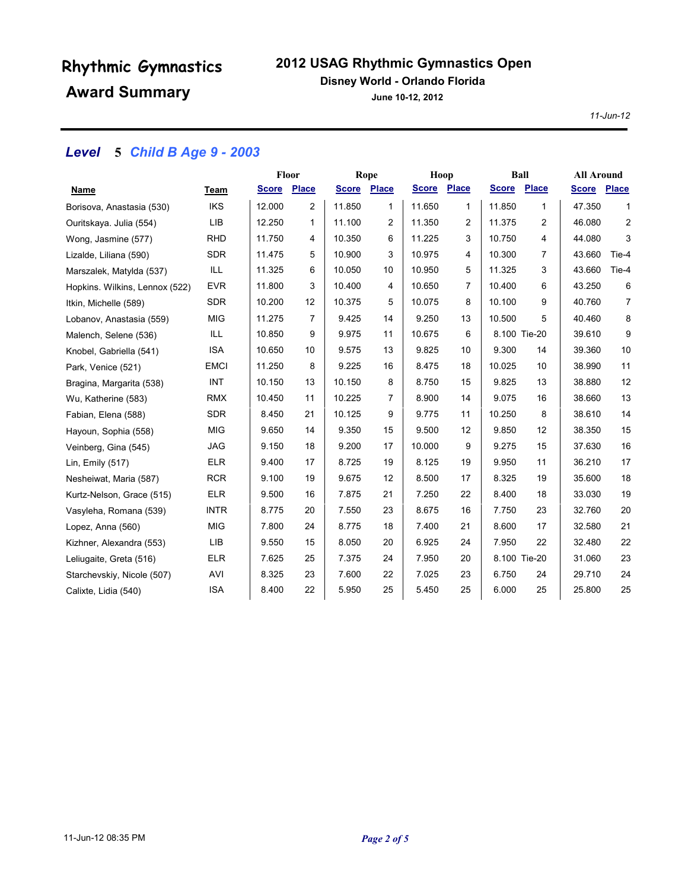# Rhythmic Gymnastics Award Summary

## 2012 USAG Rhythmic Gymnastics Open

**Disney World - Orlando Florida**

**June 10-12, 2012**

*11-Jun-12*

### *Level 5 Child B Age 9 - 2003*

| Name | Team | Floor Score | Floor Place | Rope Score | Rope Place | Hoop Score | Hoop Place | Ball Score | Ball Place | All Around Score | All Around Place |
|---|---|---|---|---|---|---|---|---|---|---|---|
| Borisova, Anastasia (530) | IKS | 12.000 | 2 | 11.850 | 1 | 11.650 | 1 | 11.850 | 1 | 47.350 | 1 |
| Ouritskaya. Julia (554) | LIB | 12.250 | 1 | 11.100 | 2 | 11.350 | 2 | 11.375 | 2 | 46.080 | 2 |
| Wong, Jasmine (577) | RHD | 11.750 | 4 | 10.350 | 6 | 11.225 | 3 | 10.750 | 4 | 44.080 | 3 |
| Lizalde, Liliana (590) | SDR | 11.475 | 5 | 10.900 | 3 | 10.975 | 4 | 10.300 | 7 | 43.660 | Tie-4 |
| Marszalek, Matylda (537) | ILL | 11.325 | 6 | 10.050 | 10 | 10.950 | 5 | 11.325 | 3 | 43.660 | Tie-4 |
| Hopkins. Wilkins, Lennox (522) | EVR | 11.800 | 3 | 10.400 | 4 | 10.650 | 7 | 10.400 | 6 | 43.250 | 6 |
| Itkin, Michelle (589) | SDR | 10.200 | 12 | 10.375 | 5 | 10.075 | 8 | 10.100 | 9 | 40.760 | 7 |
| Lobanov, Anastasia (559) | MIG | 11.275 | 7 | 9.425 | 14 | 9.250 | 13 | 10.500 | 5 | 40.460 | 8 |
| Malench, Selene (536) | ILL | 10.850 | 9 | 9.975 | 11 | 10.675 | 6 | 8.100 | Tie-20 | 39.610 | 9 |
| Knobel, Gabriella (541) | ISA | 10.650 | 10 | 9.575 | 13 | 9.825 | 10 | 9.300 | 14 | 39.360 | 10 |
| Park, Venice (521) | EMCI | 11.250 | 8 | 9.225 | 16 | 8.475 | 18 | 10.025 | 10 | 38.990 | 11 |
| Bragina, Margarita (538) | INT | 10.150 | 13 | 10.150 | 8 | 8.750 | 15 | 9.825 | 13 | 38.880 | 12 |
| Wu, Katherine (583) | RMX | 10.450 | 11 | 10.225 | 7 | 8.900 | 14 | 9.075 | 16 | 38.660 | 13 |
| Fabian, Elena (588) | SDR | 8.450 | 21 | 10.125 | 9 | 9.775 | 11 | 10.250 | 8 | 38.610 | 14 |
| Hayoun, Sophia (558) | MIG | 9.650 | 14 | 9.350 | 15 | 9.500 | 12 | 9.850 | 12 | 38.350 | 15 |
| Veinberg, Gina (545) | JAG | 9.150 | 18 | 9.200 | 17 | 10.000 | 9 | 9.275 | 15 | 37.630 | 16 |
| Lin, Emily (517) | ELR | 9.400 | 17 | 8.725 | 19 | 8.125 | 19 | 9.950 | 11 | 36.210 | 17 |
| Nesheiwat, Maria (587) | RCR | 9.100 | 19 | 9.675 | 12 | 8.500 | 17 | 8.325 | 19 | 35.600 | 18 |
| Kurtz-Nelson, Grace (515) | ELR | 9.500 | 16 | 7.875 | 21 | 7.250 | 22 | 8.400 | 18 | 33.030 | 19 |
| Vasyleha, Romana (539) | INTR | 8.775 | 20 | 7.550 | 23 | 8.675 | 16 | 7.750 | 23 | 32.760 | 20 |
| Lopez, Anna (560) | MIG | 7.800 | 24 | 8.775 | 18 | 7.400 | 21 | 8.600 | 17 | 32.580 | 21 |
| Kizhner, Alexandra (553) | LIB | 9.550 | 15 | 8.050 | 20 | 6.925 | 24 | 7.950 | 22 | 32.480 | 22 |
| Leliugaite, Greta (516) | ELR | 7.625 | 25 | 7.375 | 24 | 7.950 | 20 | 8.100 | Tie-20 | 31.060 | 23 |
| Starchevskiy, Nicole (507) | AVI | 8.325 | 23 | 7.600 | 22 | 7.025 | 23 | 6.750 | 24 | 29.710 | 24 |
| Calixte, Lidia (540) | ISA | 8.400 | 22 | 5.950 | 25 | 5.450 | 25 | 6.000 | 25 | 25.800 | 25 |

11-Jun-12 08:35 PM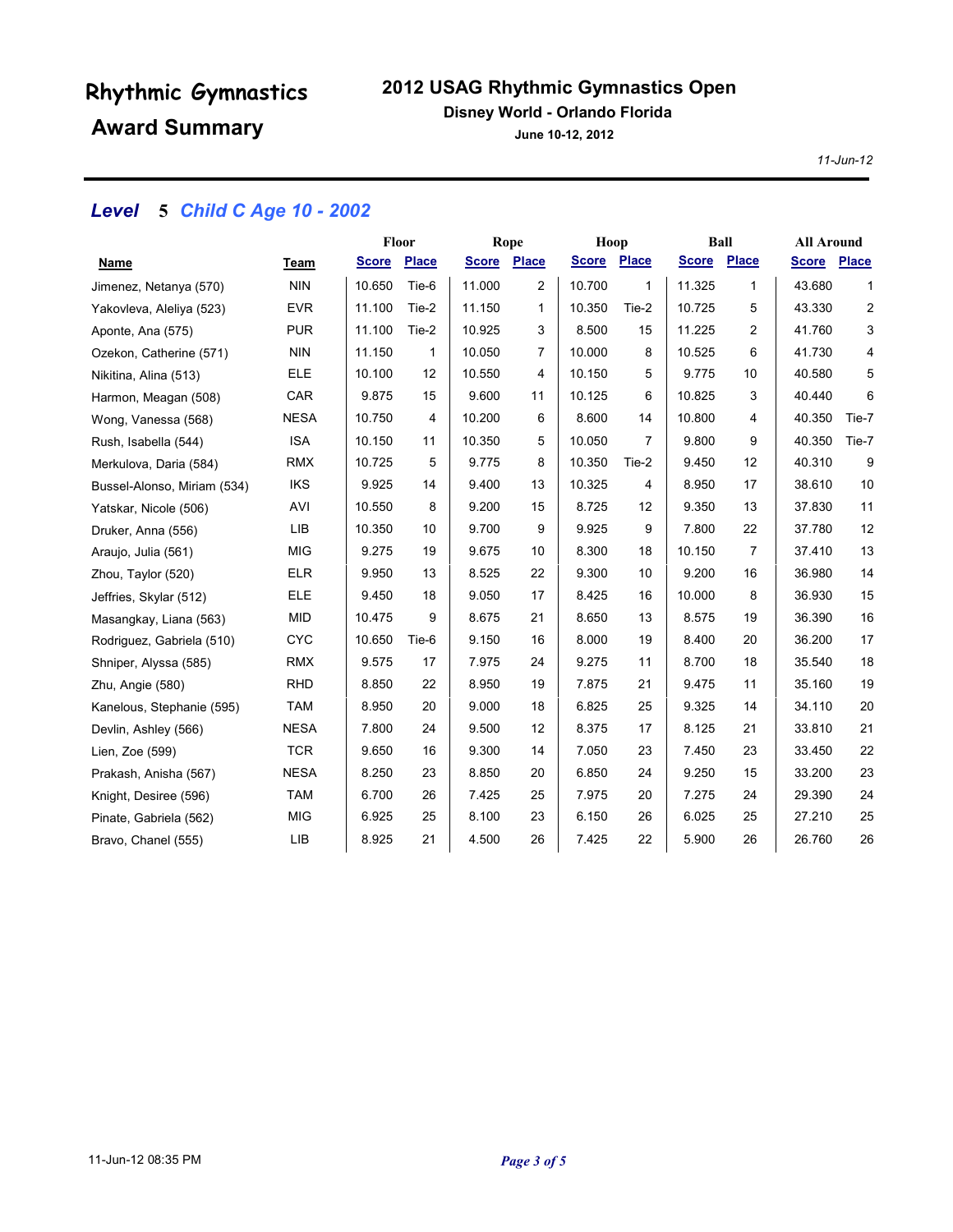# Rhythmic Gymnastics Award Summary

## 2012 USAG Rhythmic Gymnastics Open

**Disney World - Orlando Florida**

**June 10-12, 2012**

*11-Jun-12*

### *Level 5 Child C Age 10 - 2002*

| | | Floor | | Rope | | Hoop | | Ball | | All Around | |
|---|---|---|---|---|---|---|---|---|---|---|---|
| **Name** | **Team** | **Score** | **Place** | **Score** | **Place** | **Score** | **Place** | **Score** | **Place** | **Score** | **Place** |
| Jimenez, Netanya (570) | NIN | 10.650 | Tie-6 | 11.000 | 2 | 10.700 | 1 | 11.325 | 1 | 43.680 | 1 |
| Yakovleva, Aleliya (523) | EVR | 11.100 | Tie-2 | 11.150 | 1 | 10.350 | Tie-2 | 10.725 | 5 | 43.330 | 2 |
| Aponte, Ana (575) | PUR | 11.100 | Tie-2 | 10.925 | 3 | 8.500 | 15 | 11.225 | 2 | 41.760 | 3 |
| Ozekon, Catherine (571) | NIN | 11.150 | 1 | 10.050 | 7 | 10.000 | 8 | 10.525 | 6 | 41.730 | 4 |
| Nikitina, Alina (513) | ELE | 10.100 | 12 | 10.550 | 4 | 10.150 | 5 | 9.775 | 10 | 40.580 | 5 |
| Harmon, Meagan (508) | CAR | 9.875 | 15 | 9.600 | 11 | 10.125 | 6 | 10.825 | 3 | 40.440 | 6 |
| Wong, Vanessa (568) | NESA | 10.750 | 4 | 10.200 | 6 | 8.600 | 14 | 10.800 | 4 | 40.350 | Tie-7 |
| Rush, Isabella (544) | ISA | 10.150 | 11 | 10.350 | 5 | 10.050 | 7 | 9.800 | 9 | 40.350 | Tie-7 |
| Merkulova, Daria (584) | RMX | 10.725 | 5 | 9.775 | 8 | 10.350 | Tie-2 | 9.450 | 12 | 40.310 | 9 |
| Bussel-Alonso, Miriam (534) | IKS | 9.925 | 14 | 9.400 | 13 | 10.325 | 4 | 8.950 | 17 | 38.610 | 10 |
| Yatskar, Nicole (506) | AVI | 10.550 | 8 | 9.200 | 15 | 8.725 | 12 | 9.350 | 13 | 37.830 | 11 |
| Druker, Anna (556) | LIB | 10.350 | 10 | 9.700 | 9 | 9.925 | 9 | 7.800 | 22 | 37.780 | 12 |
| Araujo, Julia (561) | MIG | 9.275 | 19 | 9.675 | 10 | 8.300 | 18 | 10.150 | 7 | 37.410 | 13 |
| Zhou, Taylor (520) | ELR | 9.950 | 13 | 8.525 | 22 | 9.300 | 10 | 9.200 | 16 | 36.980 | 14 |
| Jeffries, Skylar (512) | ELE | 9.450 | 18 | 9.050 | 17 | 8.425 | 16 | 10.000 | 8 | 36.930 | 15 |
| Masangkay, Liana (563) | MID | 10.475 | 9 | 8.675 | 21 | 8.650 | 13 | 8.575 | 19 | 36.390 | 16 |
| Rodriguez, Gabriela (510) | CYC | 10.650 | Tie-6 | 9.150 | 16 | 8.000 | 19 | 8.400 | 20 | 36.200 | 17 |
| Shniper, Alyssa (585) | RMX | 9.575 | 17 | 7.975 | 24 | 9.275 | 11 | 8.700 | 18 | 35.540 | 18 |
| Zhu, Angie (580) | RHD | 8.850 | 22 | 8.950 | 19 | 7.875 | 21 | 9.475 | 11 | 35.160 | 19 |
| Kanelous, Stephanie (595) | TAM | 8.950 | 20 | 9.000 | 18 | 6.825 | 25 | 9.325 | 14 | 34.110 | 20 |
| Devlin, Ashley (566) | NESA | 7.800 | 24 | 9.500 | 12 | 8.375 | 17 | 8.125 | 21 | 33.810 | 21 |
| Lien, Zoe (599) | TCR | 9.650 | 16 | 9.300 | 14 | 7.050 | 23 | 7.450 | 23 | 33.450 | 22 |
| Prakash, Anisha (567) | NESA | 8.250 | 23 | 8.850 | 20 | 6.850 | 24 | 9.250 | 15 | 33.200 | 23 |
| Knight, Desiree (596) | TAM | 6.700 | 26 | 7.425 | 25 | 7.975 | 20 | 7.275 | 24 | 29.390 | 24 |
| Pinate, Gabriela (562) | MIG | 6.925 | 25 | 8.100 | 23 | 6.150 | 26 | 6.025 | 25 | 27.210 | 25 |
| Bravo, Chanel (555) | LIB | 8.925 | 21 | 4.500 | 26 | 7.425 | 22 | 5.900 | 26 | 26.760 | 26 |

11-Jun-12 08:35 PM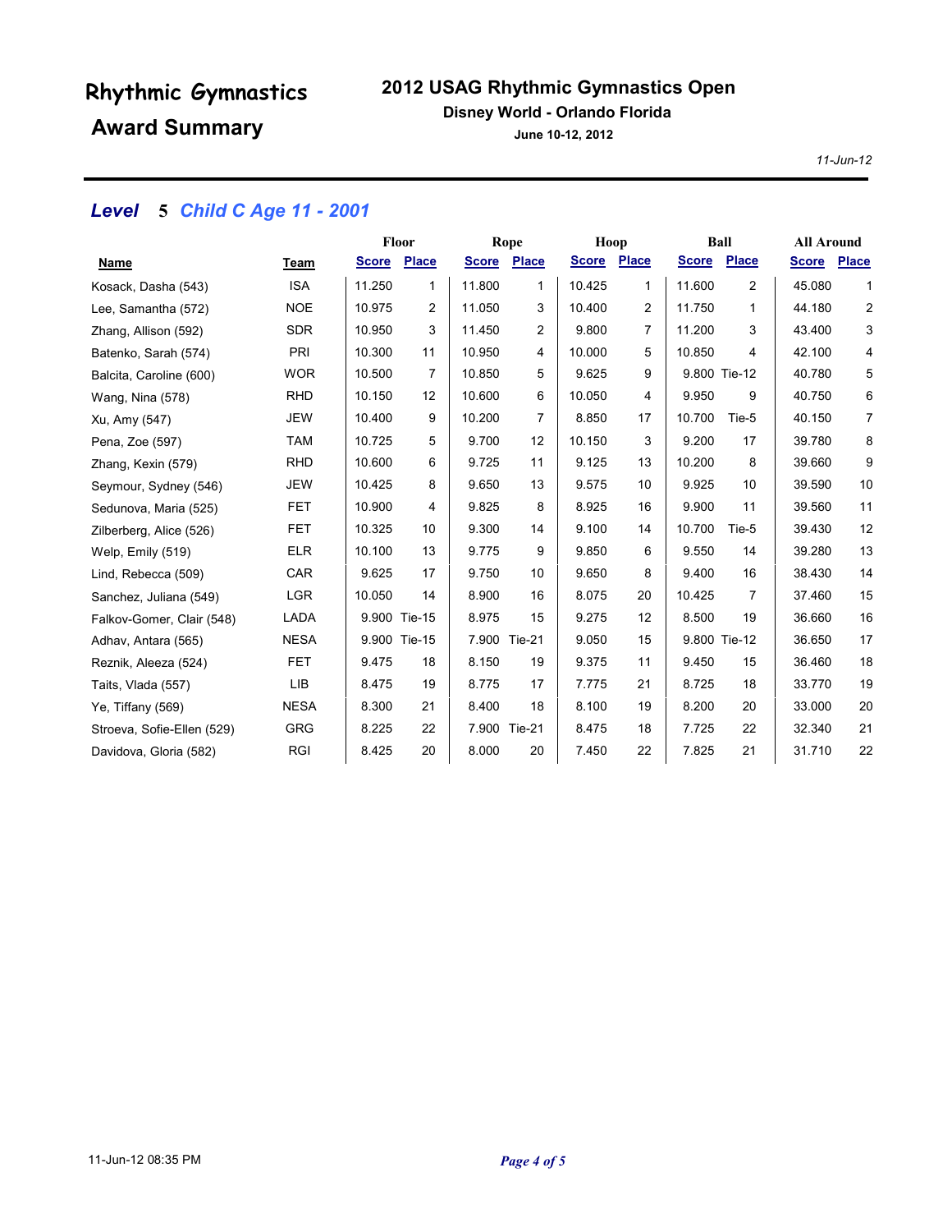# Rhythmic Gymnastics Award Summary

## 2012 USAG Rhythmic Gymnastics Open

**Disney World - Orlando Florida**

**June 10-12, 2012**

*11-Jun-12*

### *Level 5 Child C Age 11 - 2001*

| Name | Team | Floor | | Rope | | Hoop | | Ball | | All Around | |
|---|---|---|---|---|---|---|---|---|---|---|---|
| | | Score | Place | Score | Place | Score | Place | Score | Place | Score | Place |
| Kosack, Dasha (543) | ISA | 11.250 | 1 | 11.800 | 1 | 10.425 | 1 | 11.600 | 2 | 45.080 | 1 |
| Lee, Samantha (572) | NOE | 10.975 | 2 | 11.050 | 3 | 10.400 | 2 | 11.750 | 1 | 44.180 | 2 |
| Zhang, Allison (592) | SDR | 10.950 | 3 | 11.450 | 2 | 9.800 | 7 | 11.200 | 3 | 43.400 | 3 |
| Batenko, Sarah (574) | PRI | 10.300 | 11 | 10.950 | 4 | 10.000 | 5 | 10.850 | 4 | 42.100 | 4 |
| Balcita, Caroline (600) | WOR | 10.500 | 7 | 10.850 | 5 | 9.625 | 9 | 9.800 | Tie-12 | 40.780 | 5 |
| Wang, Nina (578) | RHD | 10.150 | 12 | 10.600 | 6 | 10.050 | 4 | 9.950 | 9 | 40.750 | 6 |
| Xu, Amy (547) | JEW | 10.400 | 9 | 10.200 | 7 | 8.850 | 17 | 10.700 | Tie-5 | 40.150 | 7 |
| Pena, Zoe (597) | TAM | 10.725 | 5 | 9.700 | 12 | 10.150 | 3 | 9.200 | 17 | 39.780 | 8 |
| Zhang, Kexin (579) | RHD | 10.600 | 6 | 9.725 | 11 | 9.125 | 13 | 10.200 | 8 | 39.660 | 9 |
| Seymour, Sydney (546) | JEW | 10.425 | 8 | 9.650 | 13 | 9.575 | 10 | 9.925 | 10 | 39.590 | 10 |
| Sedunova, Maria (525) | FET | 10.900 | 4 | 9.825 | 8 | 8.925 | 16 | 9.900 | 11 | 39.560 | 11 |
| Zilberberg, Alice (526) | FET | 10.325 | 10 | 9.300 | 14 | 9.100 | 14 | 10.700 | Tie-5 | 39.430 | 12 |
| Welp, Emily (519) | ELR | 10.100 | 13 | 9.775 | 9 | 9.850 | 6 | 9.550 | 14 | 39.280 | 13 |
| Lind, Rebecca (509) | CAR | 9.625 | 17 | 9.750 | 10 | 9.650 | 8 | 9.400 | 16 | 38.430 | 14 |
| Sanchez, Juliana (549) | LGR | 10.050 | 14 | 8.900 | 16 | 8.075 | 20 | 10.425 | 7 | 37.460 | 15 |
| Falkov-Gomer, Clair (548) | LADA | 9.900 | Tie-15 | 8.975 | 15 | 9.275 | 12 | 8.500 | 19 | 36.660 | 16 |
| Adhav, Antara (565) | NESA | 9.900 | Tie-15 | 7.900 | Tie-21 | 9.050 | 15 | 9.800 | Tie-12 | 36.650 | 17 |
| Reznik, Aleeza (524) | FET | 9.475 | 18 | 8.150 | 19 | 9.375 | 11 | 9.450 | 15 | 36.460 | 18 |
| Taits, Vlada (557) | LIB | 8.475 | 19 | 8.775 | 17 | 7.775 | 21 | 8.725 | 18 | 33.770 | 19 |
| Ye, Tiffany (569) | NESA | 8.300 | 21 | 8.400 | 18 | 8.100 | 19 | 8.200 | 20 | 33.000 | 20 |
| Stroeva, Sofie-Ellen (529) | GRG | 8.225 | 22 | 7.900 | Tie-21 | 8.475 | 18 | 7.725 | 22 | 32.340 | 21 |
| Davidova, Gloria (582) | RGI | 8.425 | 20 | 8.000 | 20 | 7.450 | 22 | 7.825 | 21 | 31.710 | 22 |

11-Jun-12 08:35 PM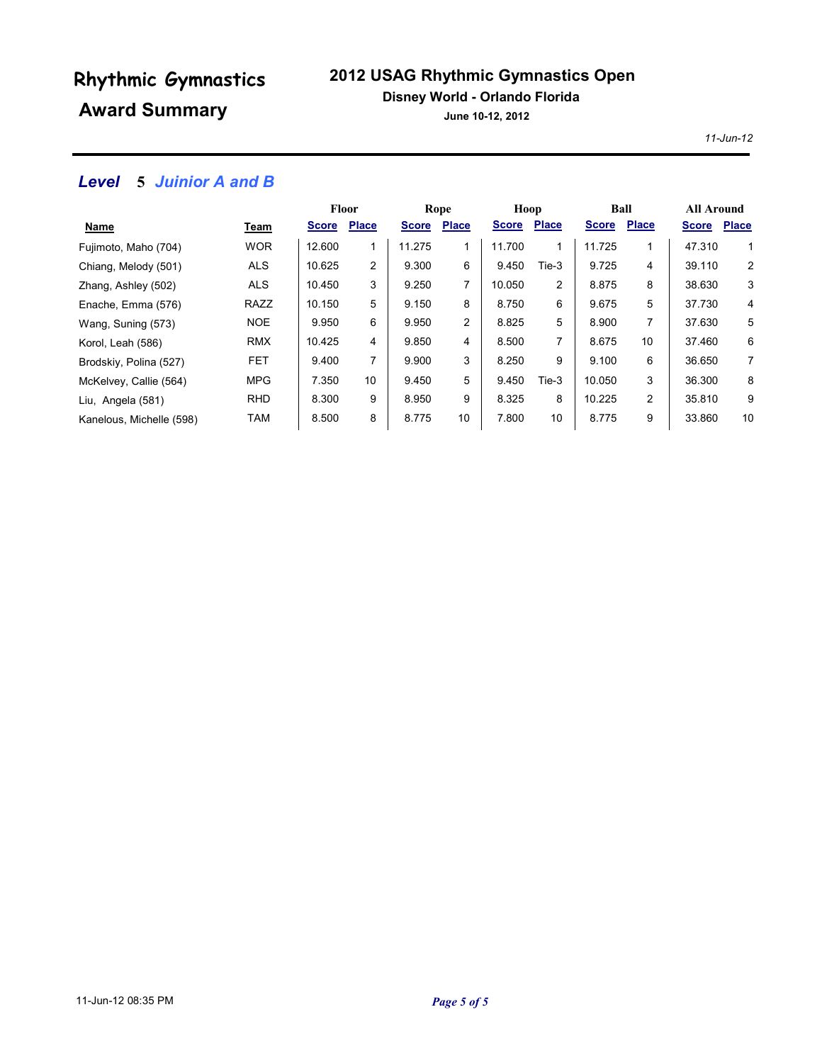# Rhythmic Gymnastics Award Summary

## 2012 USAG Rhythmic Gymnastics Open

**Disney World - Orlando Florida**

**June 10-12, 2012**

*11-Jun-12*

### *Level 5 Juinior A and B*

| | | Floor | | Rope | | Hoop | | Ball | | All Around | |
|---|---|---|---|---|---|---|---|---|---|---|---|
| **Name** | **Team** | **Score** | **Place** | **Score** | **Place** | **Score** | **Place** | **Score** | **Place** | **Score** | **Place** |
| Fujimoto, Maho (704) | WOR | 12.600 | 1 | 11.275 | 1 | 11.700 | 1 | 11.725 | 1 | 47.310 | 1 |
| Chiang, Melody (501) | ALS | 10.625 | 2 | 9.300 | 6 | 9.450 | Tie-3 | 9.725 | 4 | 39.110 | 2 |
| Zhang, Ashley (502) | ALS | 10.450 | 3 | 9.250 | 7 | 10.050 | 2 | 8.875 | 8 | 38.630 | 3 |
| Enache, Emma (576) | RAZZ | 10.150 | 5 | 9.150 | 8 | 8.750 | 6 | 9.675 | 5 | 37.730 | 4 |
| Wang, Suning (573) | NOE | 9.950 | 6 | 9.950 | 2 | 8.825 | 5 | 8.900 | 7 | 37.630 | 5 |
| Korol, Leah (586) | RMX | 10.425 | 4 | 9.850 | 4 | 8.500 | 7 | 8.675 | 10 | 37.460 | 6 |
| Brodskiy, Polina (527) | FET | 9.400 | 7 | 9.900 | 3 | 8.250 | 9 | 9.100 | 6 | 36.650 | 7 |
| McKelvey, Callie (564) | MPG | 7.350 | 10 | 9.450 | 5 | 9.450 | Tie-3 | 10.050 | 3 | 36.300 | 8 |
| Liu, Angela (581) | RHD | 8.300 | 9 | 8.950 | 9 | 8.325 | 8 | 10.225 | 2 | 35.810 | 9 |
| Kanelous, Michelle (598) | TAM | 8.500 | 8 | 8.775 | 10 | 7.800 | 10 | 8.775 | 9 | 33.860 | 10 |

11-Jun-12 08:35 PM